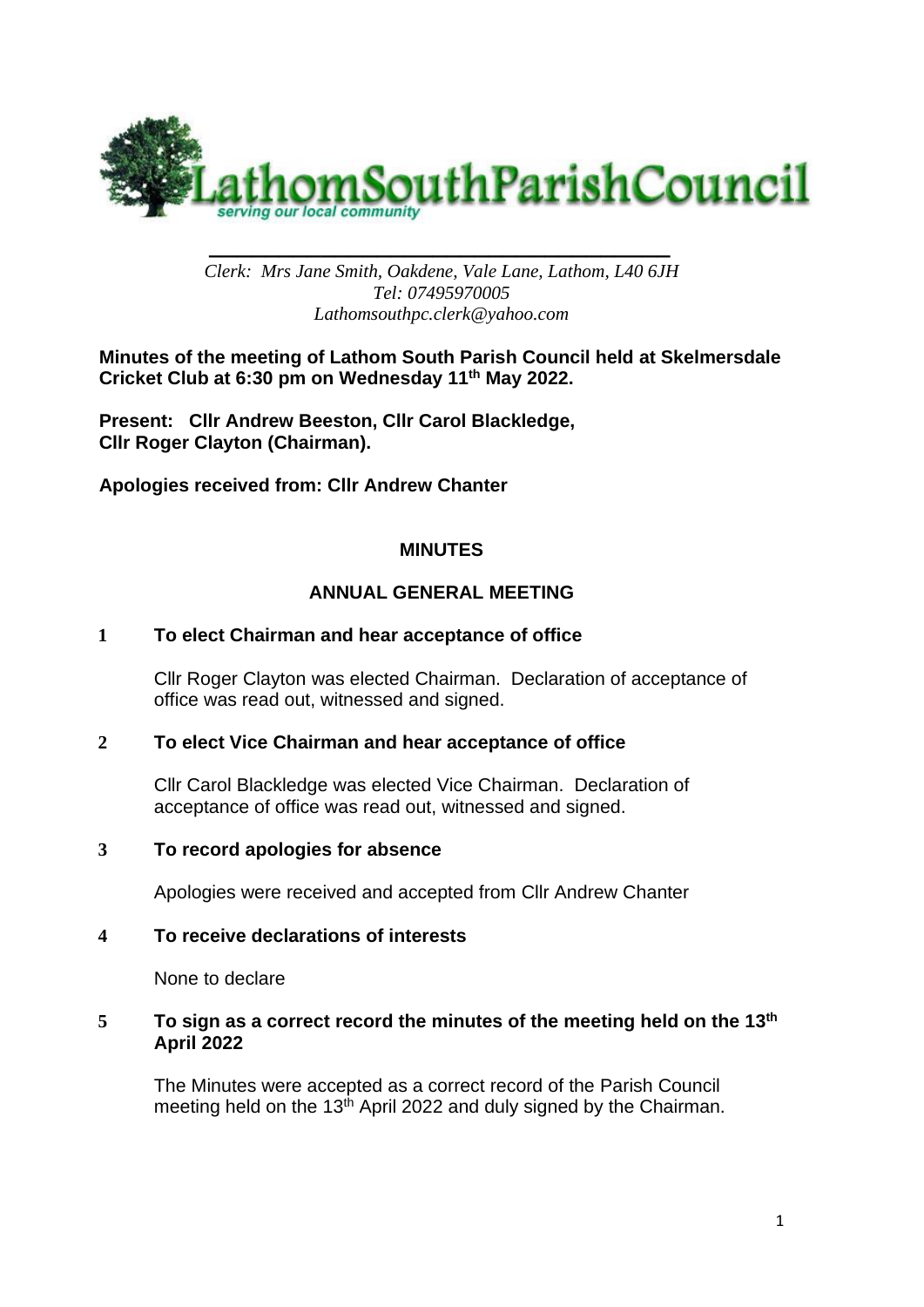# LathomSouthParishCouncil

*serving our local community*

*Clerk: Mrs Jane Smith, Oakdene, Vale Lane, Lathom, L40 6JH*
*Tel: 07495970005*
*Lathomsouthpc.clerk@yahoo.com*

**Minutes of the meeting of Lathom South Parish Council held at Skelmersdale Cricket Club at 6:30 pm on Wednesday 11th May 2022.**

**Present: Cllr Andrew Beeston, Cllr Carol Blackledge, Cllr Roger Clayton (Chairman).**

**Apologies received from: Cllr Andrew Chanter**

## MINUTES

## ANNUAL GENERAL MEETING

**1 To elect Chairman and hear acceptance of office**

Cllr Roger Clayton was elected Chairman. Declaration of acceptance of office was read out, witnessed and signed.

**2 To elect Vice Chairman and hear acceptance of office**

Cllr Carol Blackledge was elected Vice Chairman. Declaration of acceptance of office was read out, witnessed and signed.

**3 To record apologies for absence**

Apologies were received and accepted from Cllr Andrew Chanter

**4 To receive declarations of interests**

None to declare

**5 To sign as a correct record the minutes of the meeting held on the 13th April 2022**

The Minutes were accepted as a correct record of the Parish Council meeting held on the 13th April 2022 and duly signed by the Chairman.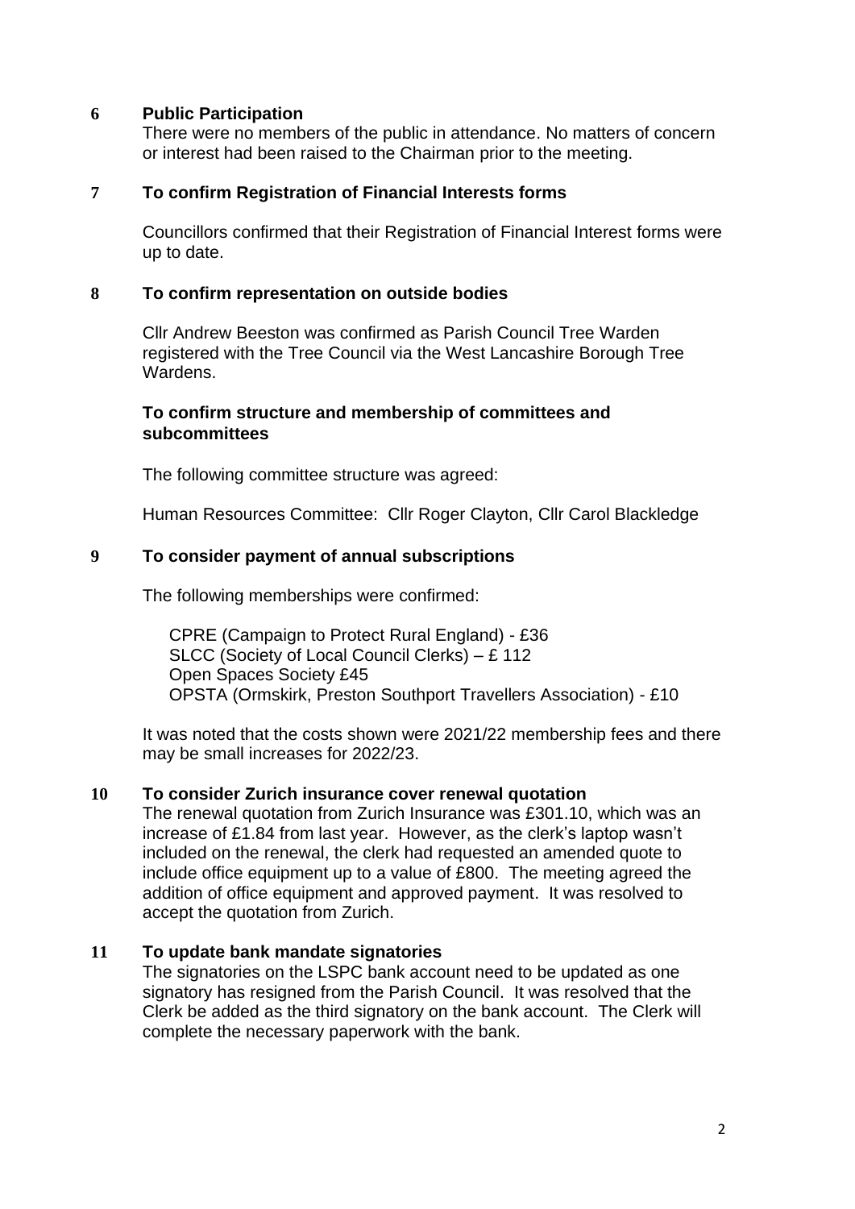## 6 Public Participation

There were no members of the public in attendance. No matters of concern or interest had been raised to the Chairman prior to the meeting.

## 7 To confirm Registration of Financial Interests forms

Councillors confirmed that their Registration of Financial Interest forms were up to date.

## 8 To confirm representation on outside bodies

Cllr Andrew Beeston was confirmed as Parish Council Tree Warden registered with the Tree Council via the West Lancashire Borough Tree Wardens.

### To confirm structure and membership of committees and subcommittees

The following committee structure was agreed:

Human Resources Committee: Cllr Roger Clayton, Cllr Carol Blackledge

## 9 To consider payment of annual subscriptions

The following memberships were confirmed:

CPRE (Campaign to Protect Rural England) - £36
SLCC (Society of Local Council Clerks) – £ 112
Open Spaces Society £45
OPSTA (Ormskirk, Preston Southport Travellers Association) - £10

It was noted that the costs shown were 2021/22 membership fees and there may be small increases for 2022/23.

## 10 To consider Zurich insurance cover renewal quotation

The renewal quotation from Zurich Insurance was £301.10, which was an increase of £1.84 from last year. However, as the clerk's laptop wasn't included on the renewal, the clerk had requested an amended quote to include office equipment up to a value of £800. The meeting agreed the addition of office equipment and approved payment. It was resolved to accept the quotation from Zurich.

## 11 To update bank mandate signatories

The signatories on the LSPC bank account need to be updated as one signatory has resigned from the Parish Council. It was resolved that the Clerk be added as the third signatory on the bank account. The Clerk will complete the necessary paperwork with the bank.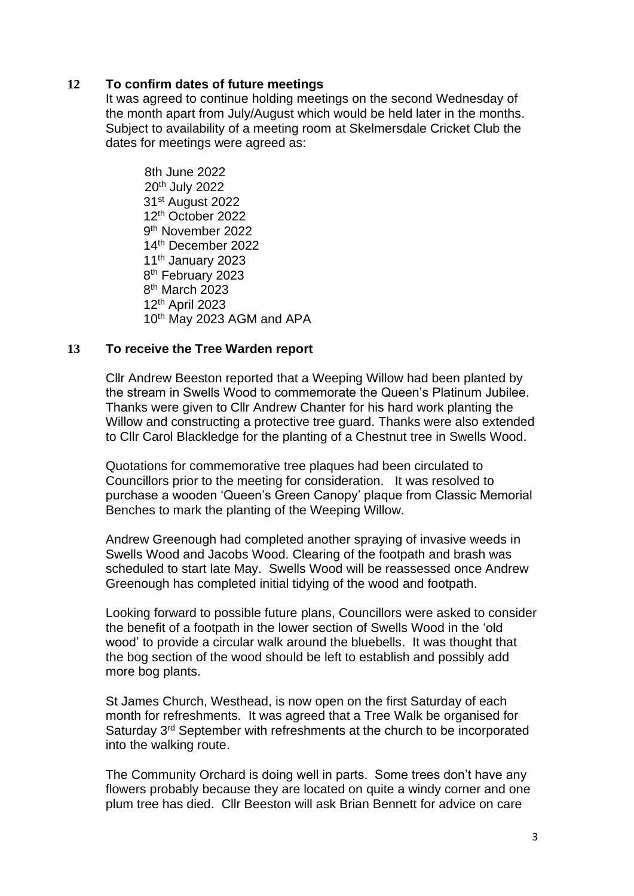## 12 To confirm dates of future meetings

It was agreed to continue holding meetings on the second Wednesday of the month apart from July/August which would be held later in the months. Subject to availability of a meeting room at Skelmersdale Cricket Club the dates for meetings were agreed as:

8th June 2022
20th July 2022
31st August 2022
12th October 2022
9th November 2022
14th December 2022
11th January 2023
8th February 2023
8th March 2023
12th April 2023
10th May 2023 AGM and APA

## 13 To receive the Tree Warden report

Cllr Andrew Beeston reported that a Weeping Willow had been planted by the stream in Swells Wood to commemorate the Queen's Platinum Jubilee. Thanks were given to Cllr Andrew Chanter for his hard work planting the Willow and constructing a protective tree guard. Thanks were also extended to Cllr Carol Blackledge for the planting of a Chestnut tree in Swells Wood.

Quotations for commemorative tree plaques had been circulated to Councillors prior to the meeting for consideration. It was resolved to purchase a wooden 'Queen's Green Canopy' plaque from Classic Memorial Benches to mark the planting of the Weeping Willow.

Andrew Greenough had completed another spraying of invasive weeds in Swells Wood and Jacobs Wood. Clearing of the footpath and brash was scheduled to start late May. Swells Wood will be reassessed once Andrew Greenough has completed initial tidying of the wood and footpath.

Looking forward to possible future plans, Councillors were asked to consider the benefit of a footpath in the lower section of Swells Wood in the 'old wood' to provide a circular walk around the bluebells. It was thought that the bog section of the wood should be left to establish and possibly add more bog plants.

St James Church, Westhead, is now open on the first Saturday of each month for refreshments. It was agreed that a Tree Walk be organised for Saturday 3rd September with refreshments at the church to be incorporated into the walking route.

The Community Orchard is doing well in parts. Some trees don't have any flowers probably because they are located on quite a windy corner and one plum tree has died. Cllr Beeston will ask Brian Bennett for advice on care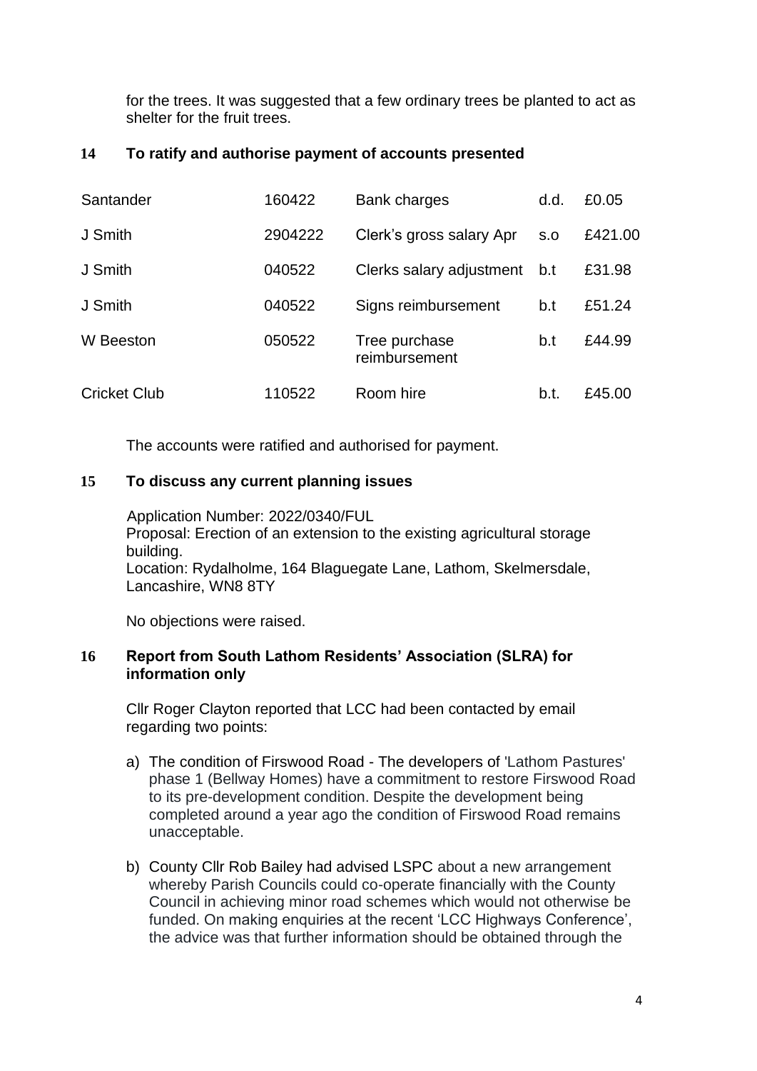for the trees. It was suggested that a few ordinary trees be planted to act as shelter for the fruit trees.

## 14 To ratify and authorise payment of accounts presented

| | | | | |
|---|---|---|---|---|
| Santander | 160422 | Bank charges | d.d. | £0.05 |
| J Smith | 2904222 | Clerk's gross salary Apr | s.o | £421.00 |
| J Smith | 040522 | Clerks salary adjustment | b.t | £31.98 |
| J Smith | 040522 | Signs reimbursement | b.t | £51.24 |
| W Beeston | 050522 | Tree purchase reimbursement | b.t | £44.99 |
| Cricket Club | 110522 | Room hire | b.t. | £45.00 |

The accounts were ratified and authorised for payment.

## 15 To discuss any current planning issues

Application Number: 2022/0340/FUL
Proposal: Erection of an extension to the existing agricultural storage building.
Location: Rydalholme, 164 Blaguegate Lane, Lathom, Skelmersdale, Lancashire, WN8 8TY

No objections were raised.

## 16 Report from South Lathom Residents' Association (SLRA) for information only

Cllr Roger Clayton reported that LCC had been contacted by email regarding two points:

a) The condition of Firswood Road - The developers of 'Lathom Pastures' phase 1 (Bellway Homes) have a commitment to restore Firswood Road to its pre-development condition. Despite the development being completed around a year ago the condition of Firswood Road remains unacceptable.

b) County Cllr Rob Bailey had advised LSPC about a new arrangement whereby Parish Councils could co-operate financially with the County Council in achieving minor road schemes which would not otherwise be funded. On making enquiries at the recent 'LCC Highways Conference', the advice was that further information should be obtained through the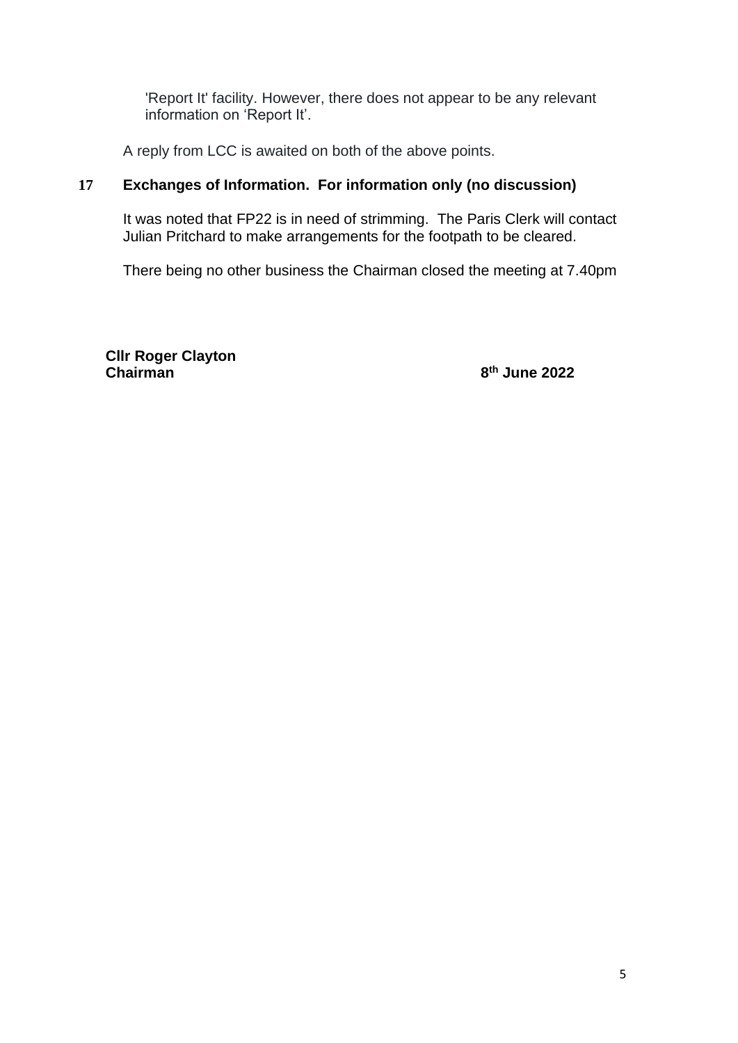'Report It' facility. However, there does not appear to be any relevant information on 'Report It'.

A reply from LCC is awaited on both of the above points.

**17 Exchanges of Information. For information only (no discussion)**

It was noted that FP22 is in need of strimming. The Paris Clerk will contact Julian Pritchard to make arrangements for the footpath to be cleared.

There being no other business the Chairman closed the meeting at 7.40pm

**Cllr Roger Clayton**
**Chairman** **8th June 2022**